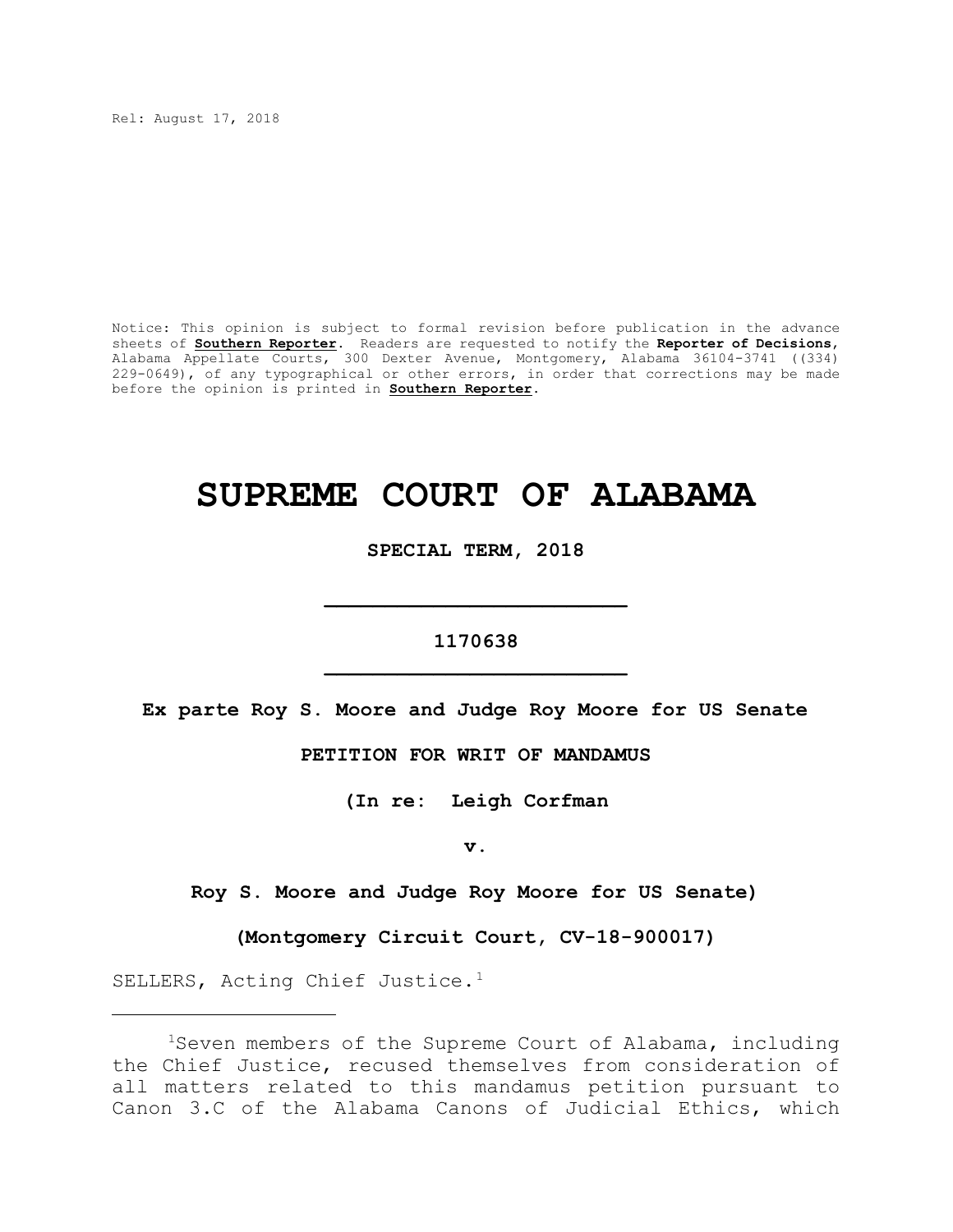Rel: August 17, 2018

Notice: This opinion is subject to formal revision before publication in the advance sheets of **Southern Reporter**. Readers are requested to notify the **Reporter of Decisions**, Alabama Appellate Courts, 300 Dexter Avenue, Montgomery, Alabama 36104-3741 ((334) 229-0649), of any typographical or other errors, in order that corrections may be made before the opinion is printed in **Southern Reporter**.

# SUPREME COURT OF ALABAMA

**SPECIAL TERM, 2018**

---

**1170638**

---

**Ex parte Roy S. Moore and Judge Roy Moore for US Senate**

**PETITION FOR WRIT OF MANDAMUS**

**(In re: Leigh Corfman**

**v.**

**Roy S. Moore and Judge Roy Moore for US Senate)**

**(Montgomery Circuit Court, CV-18-900017)**

SELLERS, Acting Chief Justice.[1]

---

[1]Seven members of the Supreme Court of Alabama, including the Chief Justice, recused themselves from consideration of all matters related to this mandamus petition pursuant to Canon 3.C of the Alabama Canons of Judicial Ethics, which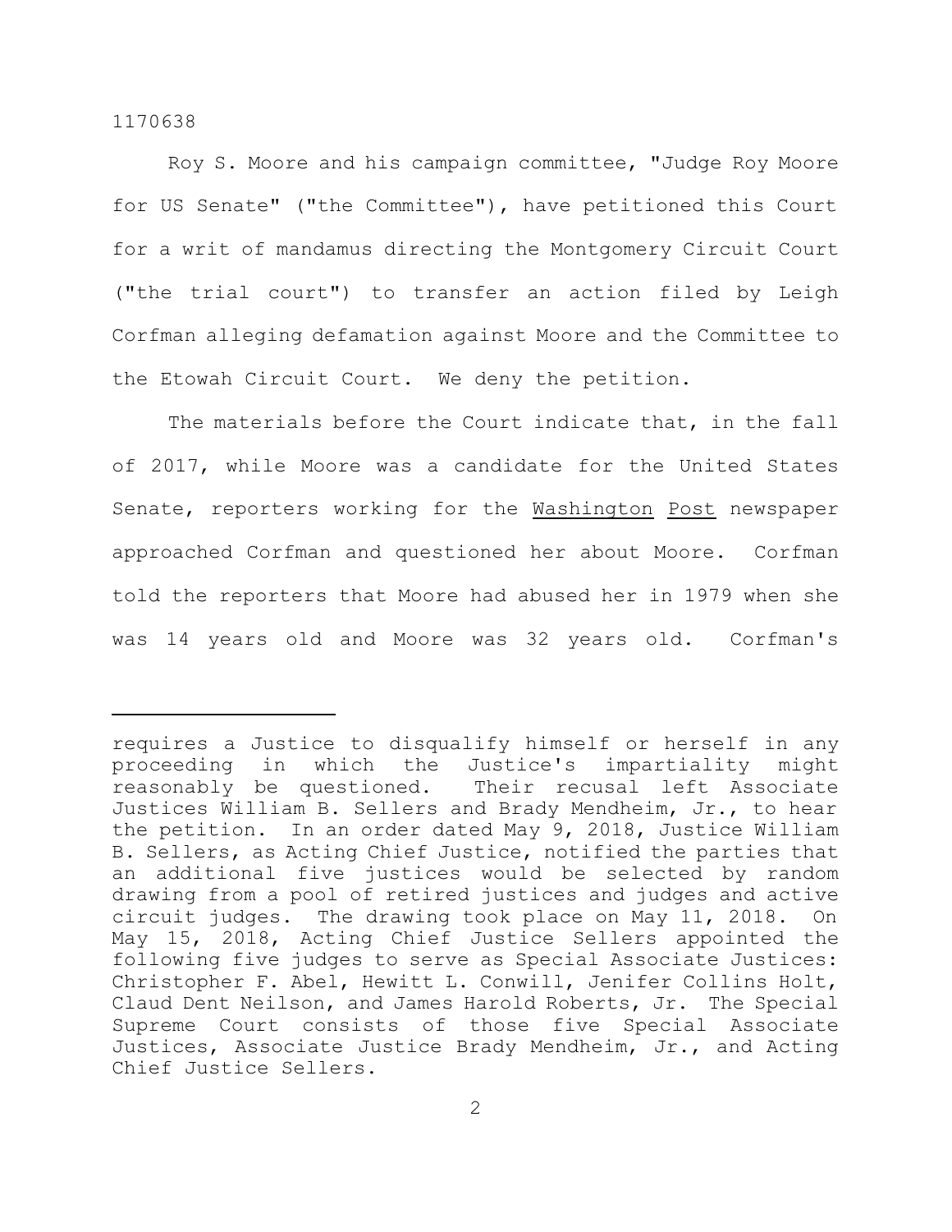Roy S. Moore and his campaign committee, "Judge Roy Moore for US Senate" ("the Committee"), have petitioned this Court for a writ of mandamus directing the Montgomery Circuit Court ("the trial court") to transfer an action filed by Leigh Corfman alleging defamation against Moore and the Committee to the Etowah Circuit Court. We deny the petition.

The materials before the Court indicate that, in the fall of 2017, while Moore was a candidate for the United States Senate, reporters working for the Washington Post newspaper approached Corfman and questioned her about Moore. Corfman told the reporters that Moore had abused her in 1979 when she was 14 years old and Moore was 32 years old. Corfman's

---

requires a Justice to disqualify himself or herself in any proceeding in which the Justice's impartiality might reasonably be questioned. Their recusal left Associate Justices William B. Sellers and Brady Mendheim, Jr., to hear the petition. In an order dated May 9, 2018, Justice William B. Sellers, as Acting Chief Justice, notified the parties that an additional five justices would be selected by random drawing from a pool of retired justices and judges and active circuit judges. The drawing took place on May 11, 2018. On May 15, 2018, Acting Chief Justice Sellers appointed the following five judges to serve as Special Associate Justices: Christopher F. Abel, Hewitt L. Conwill, Jenifer Collins Holt, Claud Dent Neilson, and James Harold Roberts, Jr. The Special Supreme Court consists of those five Special Associate Justices, Associate Justice Brady Mendheim, Jr., and Acting Chief Justice Sellers.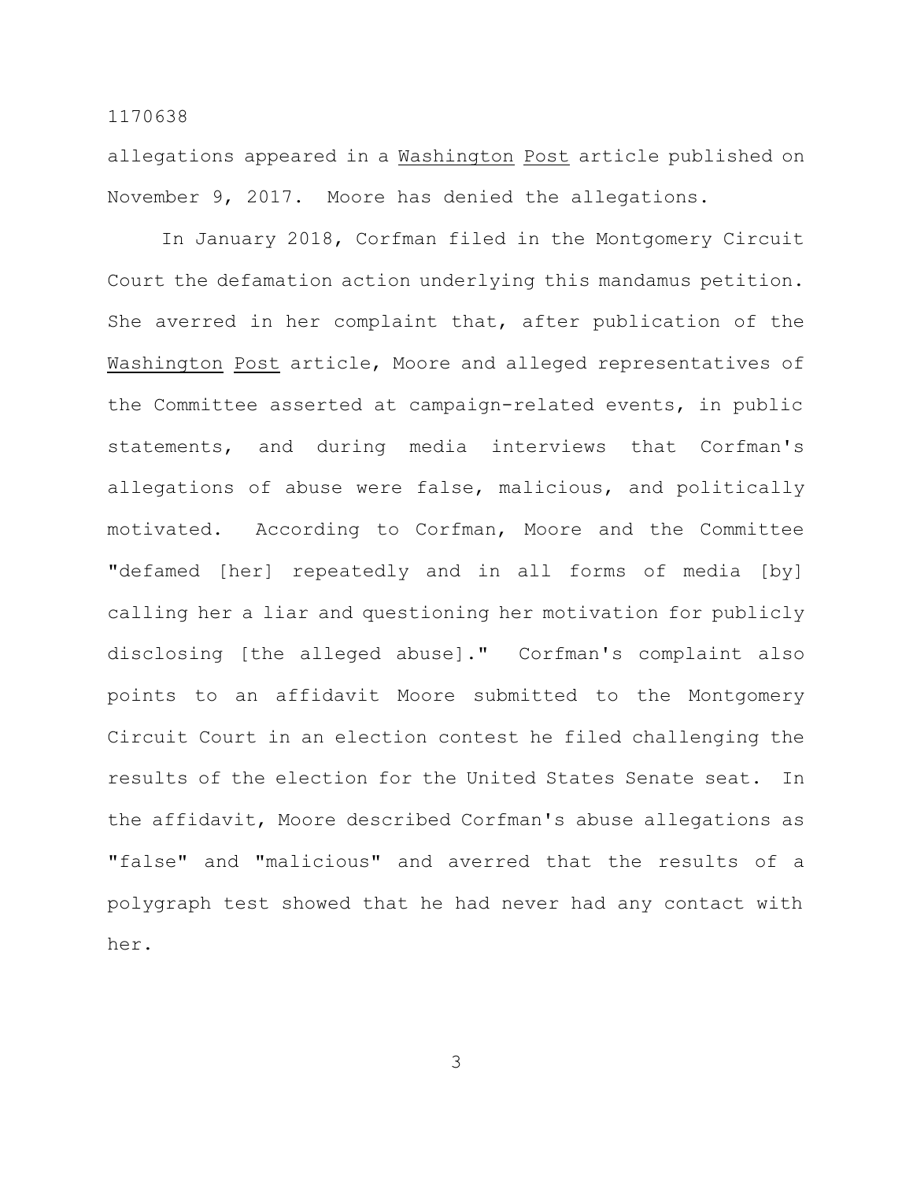allegations appeared in a Washington Post article published on November 9, 2017. Moore has denied the allegations.

In January 2018, Corfman filed in the Montgomery Circuit Court the defamation action underlying this mandamus petition. She averred in her complaint that, after publication of the Washington Post article, Moore and alleged representatives of the Committee asserted at campaign-related events, in public statements, and during media interviews that Corfman's allegations of abuse were false, malicious, and politically motivated. According to Corfman, Moore and the Committee "defamed [her] repeatedly and in all forms of media [by] calling her a liar and questioning her motivation for publicly disclosing [the alleged abuse]." Corfman's complaint also points to an affidavit Moore submitted to the Montgomery Circuit Court in an election contest he filed challenging the results of the election for the United States Senate seat. In the affidavit, Moore described Corfman's abuse allegations as "false" and "malicious" and averred that the results of a polygraph test showed that he had never had any contact with her.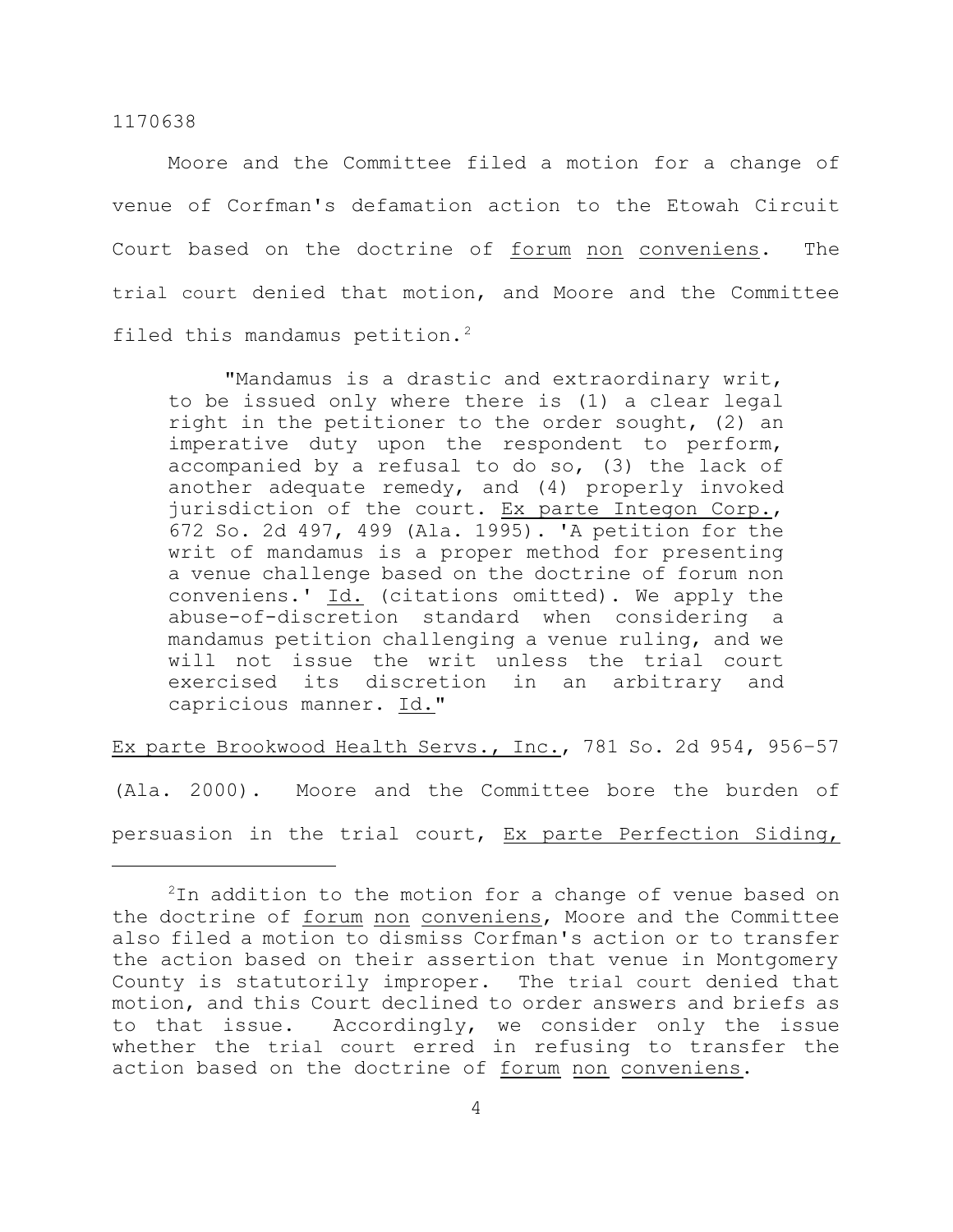Moore and the Committee filed a motion for a change of venue of Corfman's defamation action to the Etowah Circuit Court based on the doctrine of forum non conveniens. The trial court denied that motion, and Moore and the Committee filed this mandamus petition.[2]

> "Mandamus is a drastic and extraordinary writ, to be issued only where there is (1) a clear legal right in the petitioner to the order sought, (2) an imperative duty upon the respondent to perform, accompanied by a refusal to do so, (3) the lack of another adequate remedy, and (4) properly invoked jurisdiction of the court. Ex parte Integon Corp., 672 So. 2d 497, 499 (Ala. 1995). 'A petition for the writ of mandamus is a proper method for presenting a venue challenge based on the doctrine of forum non conveniens.' Id. (citations omitted). We apply the abuse-of-discretion standard when considering a mandamus petition challenging a venue ruling, and we will not issue the writ unless the trial court exercised its discretion in an arbitrary and capricious manner. Id."

Ex parte Brookwood Health Servs., Inc., 781 So. 2d 954, 956–57 (Ala. 2000). Moore and the Committee bore the burden of persuasion in the trial court, Ex parte Perfection Siding,

---

[2]In addition to the motion for a change of venue based on the doctrine of forum non conveniens, Moore and the Committee also filed a motion to dismiss Corfman's action or to transfer the action based on their assertion that venue in Montgomery County is statutorily improper. The trial court denied that motion, and this Court declined to order answers and briefs as to that issue. Accordingly, we consider only the issue whether the trial court erred in refusing to transfer the action based on the doctrine of forum non conveniens.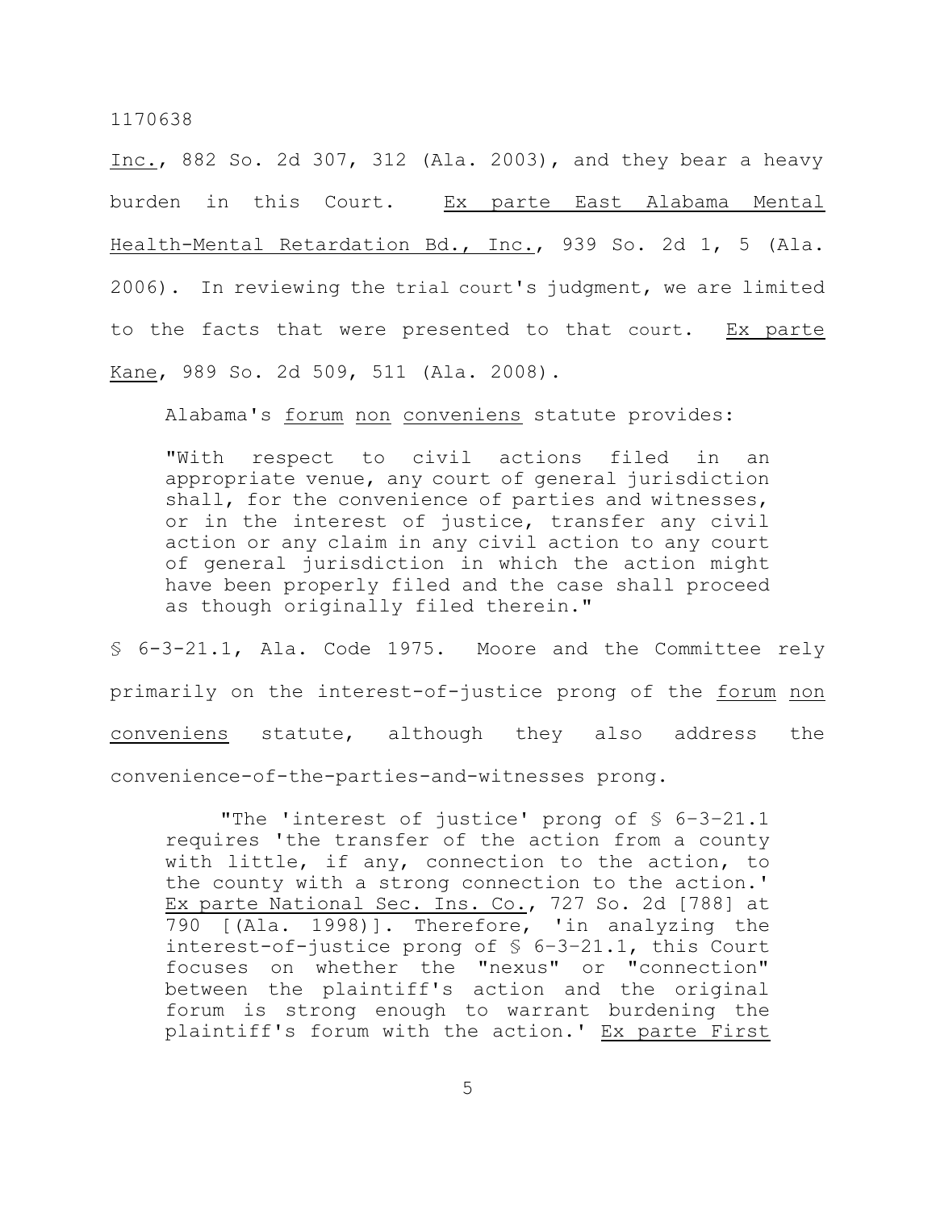Inc., 882 So. 2d 307, 312 (Ala. 2003), and they bear a heavy burden in this Court. Ex parte East Alabama Mental Health-Mental Retardation Bd., Inc., 939 So. 2d 1, 5 (Ala. 2006). In reviewing the trial court's judgment, we are limited to the facts that were presented to that court. Ex parte Kane, 989 So. 2d 509, 511 (Ala. 2008).

Alabama's *forum non conveniens* statute provides:

> "With respect to civil actions filed in an appropriate venue, any court of general jurisdiction shall, for the convenience of parties and witnesses, or in the interest of justice, transfer any civil action or any claim in any civil action to any court of general jurisdiction in which the action might have been properly filed and the case shall proceed as though originally filed therein."

§ 6-3-21.1, Ala. Code 1975. Moore and the Committee rely primarily on the interest-of-justice prong of the *forum non conveniens* statute, although they also address the convenience-of-the-parties-and-witnesses prong.

> "The 'interest of justice' prong of § 6–3–21.1 requires 'the transfer of the action from a county with little, if any, connection to the action, to the county with a strong connection to the action.' Ex parte National Sec. Ins. Co., 727 So. 2d [788] at 790 [(Ala. 1998)]. Therefore, 'in analyzing the interest-of-justice prong of § 6–3–21.1, this Court focuses on whether the "nexus" or "connection" between the plaintiff's action and the original forum is strong enough to warrant burdening the plaintiff's forum with the action.' Ex parte First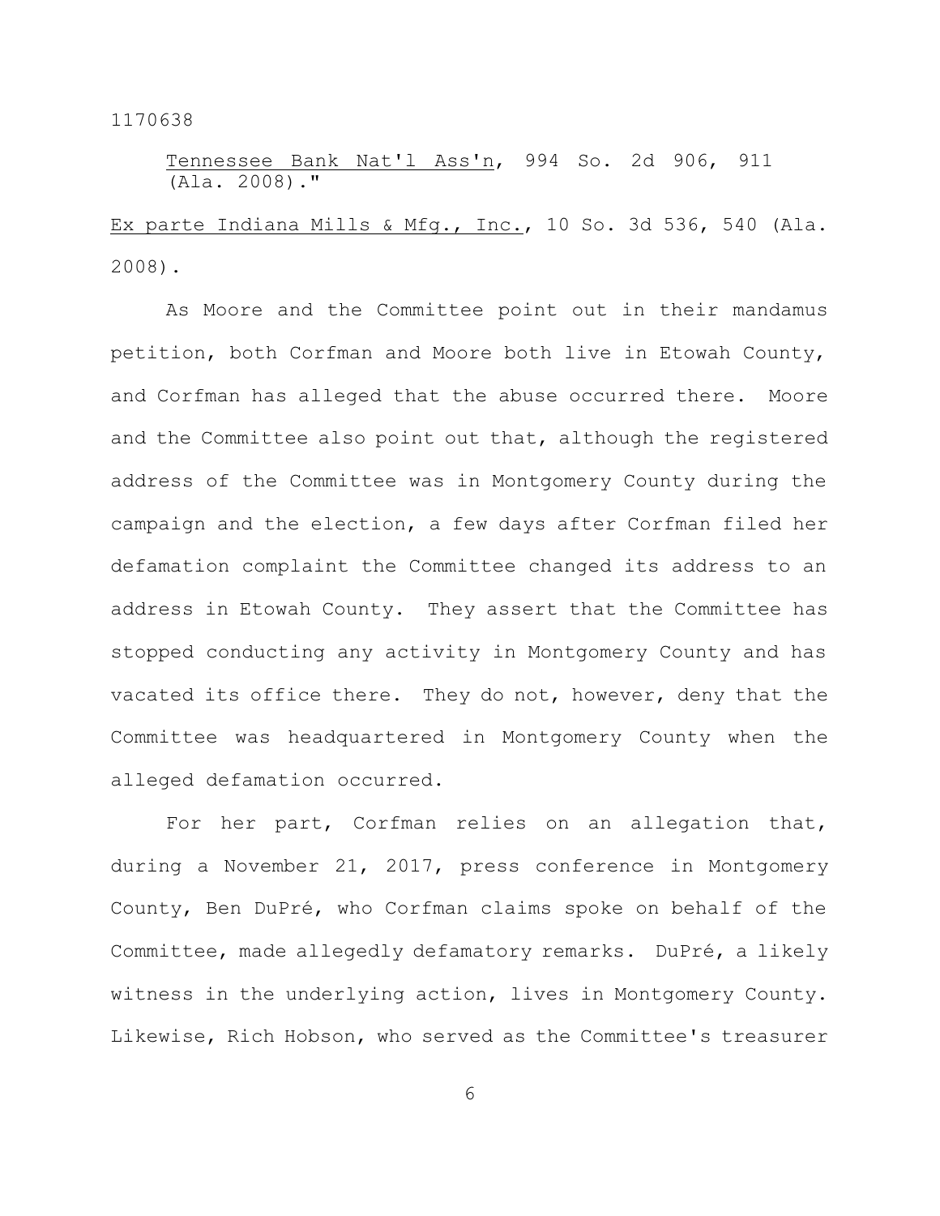Tennessee Bank Nat'l Ass'n, 994 So. 2d 906, 911 (Ala. 2008)."

Ex parte Indiana Mills & Mfg., Inc., 10 So. 3d 536, 540 (Ala. 2008).

As Moore and the Committee point out in their mandamus petition, both Corfman and Moore both live in Etowah County, and Corfman has alleged that the abuse occurred there. Moore and the Committee also point out that, although the registered address of the Committee was in Montgomery County during the campaign and the election, a few days after Corfman filed her defamation complaint the Committee changed its address to an address in Etowah County. They assert that the Committee has stopped conducting any activity in Montgomery County and has vacated its office there. They do not, however, deny that the Committee was headquartered in Montgomery County when the alleged defamation occurred.

For her part, Corfman relies on an allegation that, during a November 21, 2017, press conference in Montgomery County, Ben DuPré, who Corfman claims spoke on behalf of the Committee, made allegedly defamatory remarks. DuPré, a likely witness in the underlying action, lives in Montgomery County. Likewise, Rich Hobson, who served as the Committee's treasurer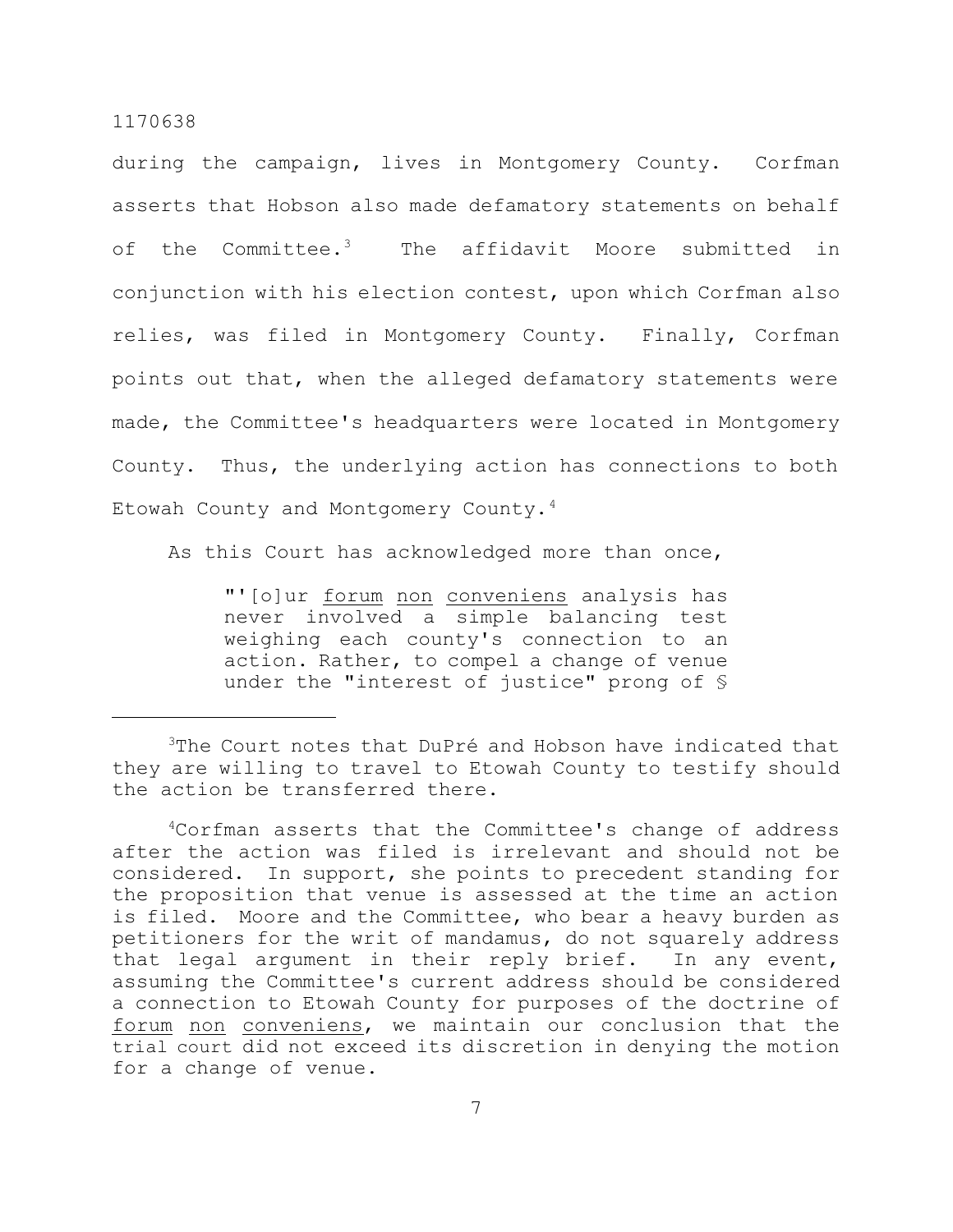during the campaign, lives in Montgomery County. Corfman asserts that Hobson also made defamatory statements on behalf of the Committee.[3] The affidavit Moore submitted in conjunction with his election contest, upon which Corfman also relies, was filed in Montgomery County. Finally, Corfman points out that, when the alleged defamatory statements were made, the Committee's headquarters were located in Montgomery County. Thus, the underlying action has connections to both Etowah County and Montgomery County.[4]

As this Court has acknowledged more than once,

> "'[o]ur _forum non conveniens_ analysis has never involved a simple balancing test weighing each county's connection to an action. Rather, to compel a change of venue under the "interest of justice" prong of §

---

[3]The Court notes that DuPré and Hobson have indicated that they are willing to travel to Etowah County to testify should the action be transferred there.

[4]Corfman asserts that the Committee's change of address after the action was filed is irrelevant and should not be considered. In support, she points to precedent standing for the proposition that venue is assessed at the time an action is filed. Moore and the Committee, who bear a heavy burden as petitioners for the writ of mandamus, do not squarely address that legal argument in their reply brief. In any event, assuming the Committee's current address should be considered a connection to Etowah County for purposes of the doctrine of _forum non conveniens_, we maintain our conclusion that the trial court did not exceed its discretion in denying the motion for a change of venue.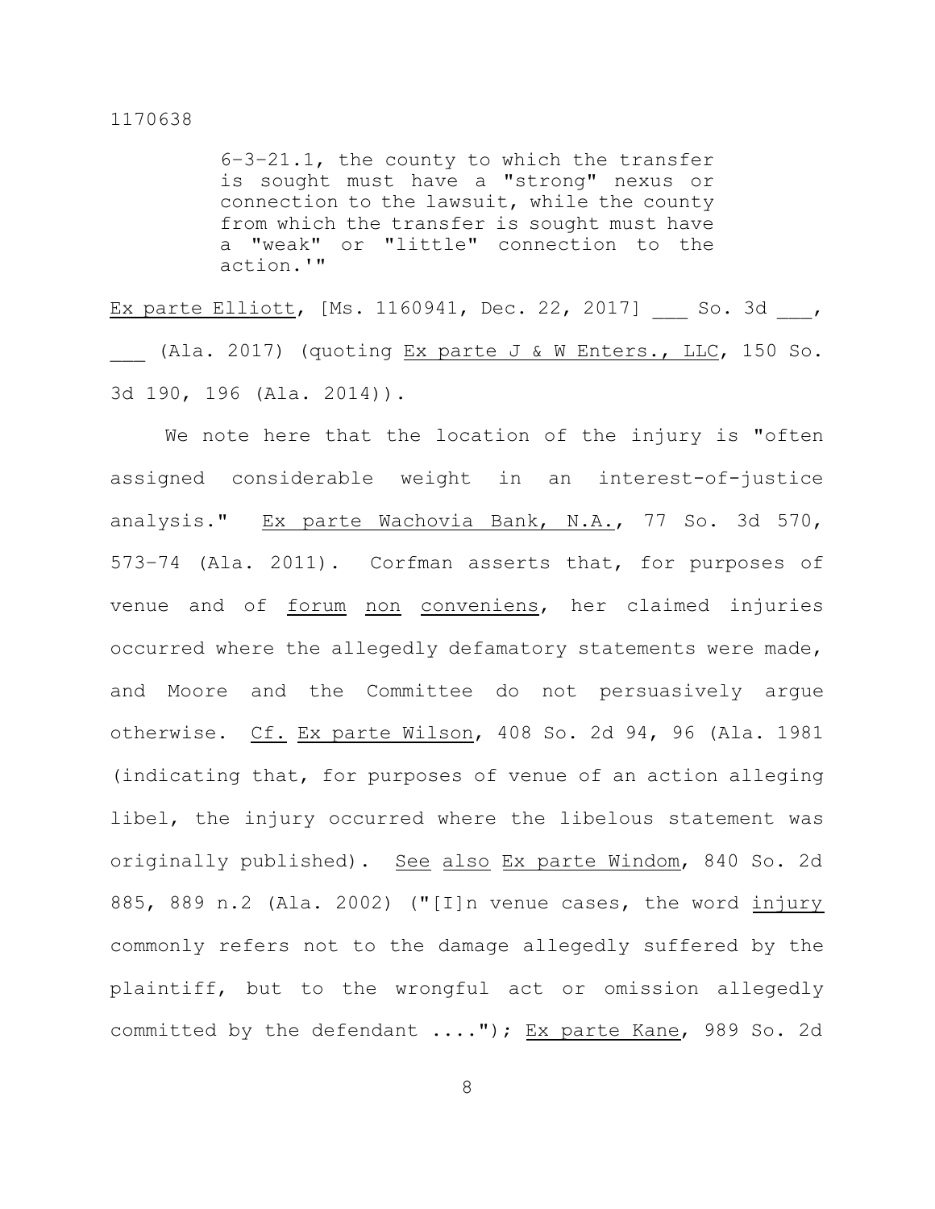> 6-3-21.1, the county to which the transfer is sought must have a "strong" nexus or connection to the lawsuit, while the county from which the transfer is sought must have a "weak" or "little" connection to the action.'"

Ex parte Elliott, [Ms. 1160941, Dec. 22, 2017] ___ So. 3d ___, ___ (Ala. 2017) (quoting Ex parte J & W Enters., LLC, 150 So. 3d 190, 196 (Ala. 2014)).

We note here that the location of the injury is "often assigned considerable weight in an interest-of-justice analysis." Ex parte Wachovia Bank, N.A., 77 So. 3d 570, 573-74 (Ala. 2011). Corfman asserts that, for purposes of venue and of *forum non conveniens*, her claimed injuries occurred where the allegedly defamatory statements were made, and Moore and the Committee do not persuasively argue otherwise. Cf. Ex parte Wilson, 408 So. 2d 94, 96 (Ala. 1981 (indicating that, for purposes of venue of an action alleging libel, the injury occurred where the libelous statement was originally published). See also Ex parte Windom, 840 So. 2d 885, 889 n.2 (Ala. 2002) ("[I]n venue cases, the word *injury* commonly refers not to the damage allegedly suffered by the plaintiff, but to the wrongful act or omission allegedly committed by the defendant ...."); Ex parte Kane, 989 So. 2d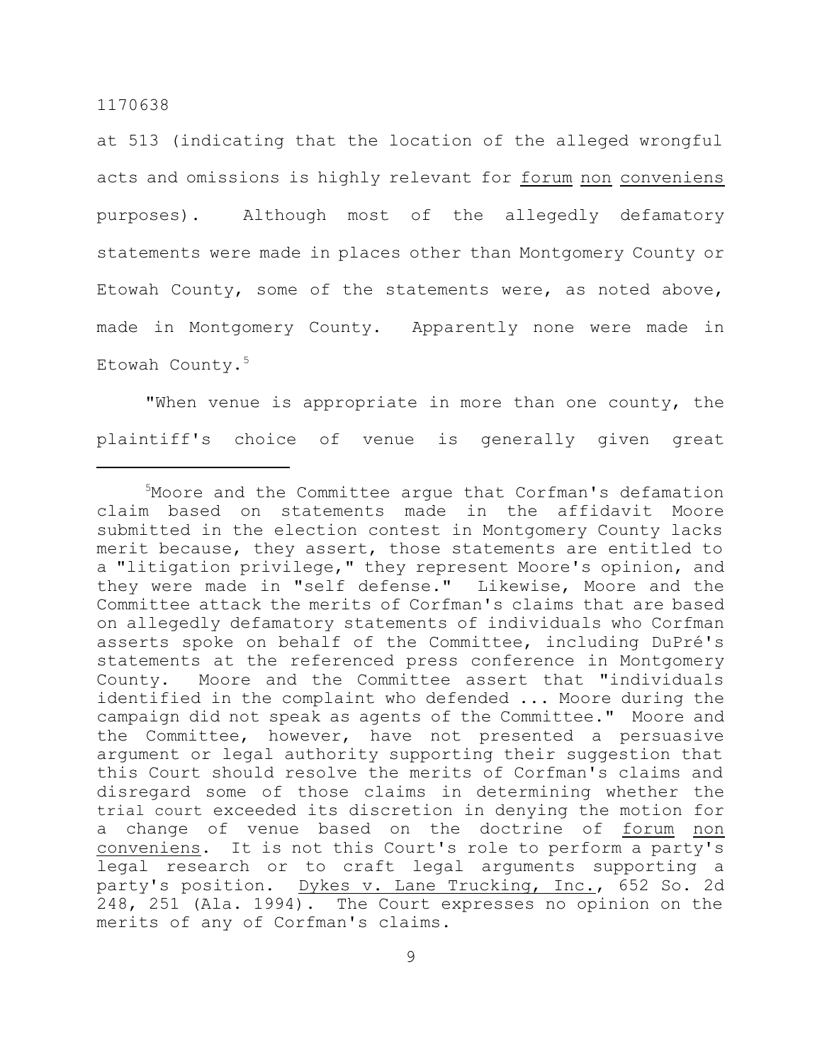at 513 (indicating that the location of the alleged wrongful acts and omissions is highly relevant for _forum non conveniens_ purposes). Although most of the allegedly defamatory statements were made in places other than Montgomery County or Etowah County, some of the statements were, as noted above, made in Montgomery County. Apparently none were made in Etowah County.[5]

"When venue is appropriate in more than one county, the plaintiff's choice of venue is generally given great

---

[5]Moore and the Committee argue that Corfman's defamation claim based on statements made in the affidavit Moore submitted in the election contest in Montgomery County lacks merit because, they assert, those statements are entitled to a "litigation privilege," they represent Moore's opinion, and they were made in "self defense." Likewise, Moore and the Committee attack the merits of Corfman's claims that are based on allegedly defamatory statements of individuals who Corfman asserts spoke on behalf of the Committee, including DuPré's statements at the referenced press conference in Montgomery County. Moore and the Committee assert that "individuals identified in the complaint who defended ... Moore during the campaign did not speak as agents of the Committee." Moore and the Committee, however, have not presented a persuasive argument or legal authority supporting their suggestion that this Court should resolve the merits of Corfman's claims and disregard some of those claims in determining whether the trial court exceeded its discretion in denying the motion for a change of venue based on the doctrine of _forum non conveniens_. It is not this Court's role to perform a party's legal research or to craft legal arguments supporting a party's position. _Dykes v. Lane Trucking, Inc._, 652 So. 2d 248, 251 (Ala. 1994). The Court expresses no opinion on the merits of any of Corfman's claims.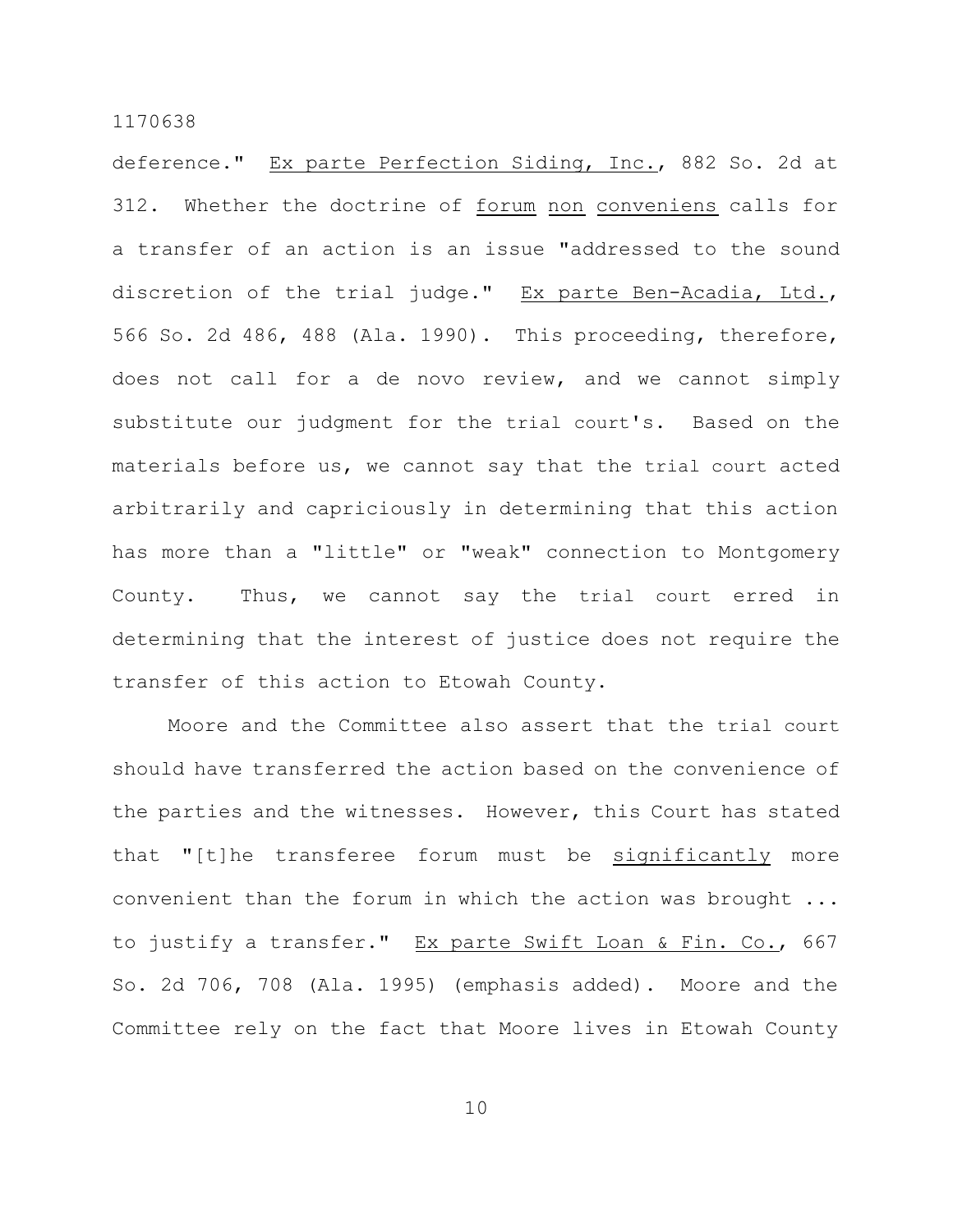deference." Ex parte Perfection Siding, Inc., 882 So. 2d at 312. Whether the doctrine of forum non conveniens calls for a transfer of an action is an issue "addressed to the sound discretion of the trial judge." Ex parte Ben-Acadia, Ltd., 566 So. 2d 486, 488 (Ala. 1990). This proceeding, therefore, does not call for a de novo review, and we cannot simply substitute our judgment for the trial court's. Based on the materials before us, we cannot say that the trial court acted arbitrarily and capriciously in determining that this action has more than a "little" or "weak" connection to Montgomery County. Thus, we cannot say the trial court erred in determining that the interest of justice does not require the transfer of this action to Etowah County.

Moore and the Committee also assert that the trial court should have transferred the action based on the convenience of the parties and the witnesses. However, this Court has stated that "[t]he transferee forum must be significantly more convenient than the forum in which the action was brought ... to justify a transfer." Ex parte Swift Loan & Fin. Co., 667 So. 2d 706, 708 (Ala. 1995) (emphasis added). Moore and the Committee rely on the fact that Moore lives in Etowah County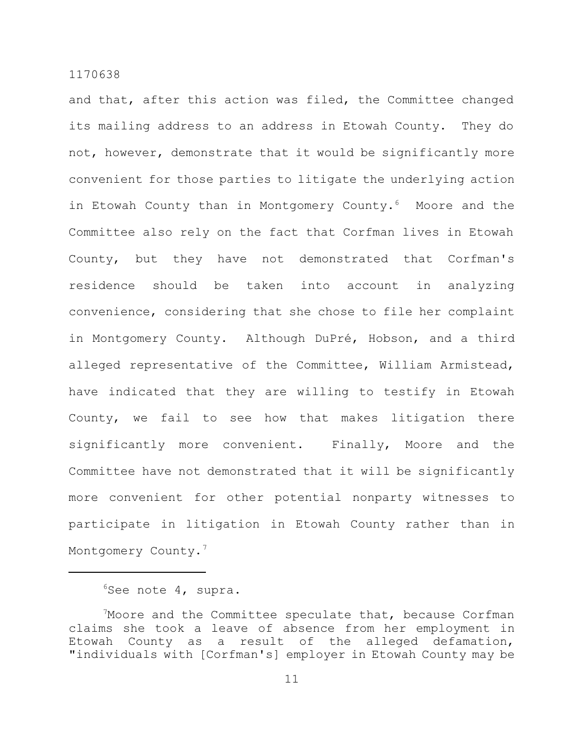and that, after this action was filed, the Committee changed its mailing address to an address in Etowah County. They do not, however, demonstrate that it would be significantly more convenient for those parties to litigate the underlying action in Etowah County than in Montgomery County.[6] Moore and the Committee also rely on the fact that Corfman lives in Etowah County, but they have not demonstrated that Corfman's residence should be taken into account in analyzing convenience, considering that she chose to file her complaint in Montgomery County. Although DuPré, Hobson, and a third alleged representative of the Committee, William Armistead, have indicated that they are willing to testify in Etowah County, we fail to see how that makes litigation there significantly more convenient. Finally, Moore and the Committee have not demonstrated that it will be significantly more convenient for other potential nonparty witnesses to participate in litigation in Etowah County rather than in Montgomery County.[7]

---

[6]See note 4, supra.

[7]Moore and the Committee speculate that, because Corfman claims she took a leave of absence from her employment in Etowah County as a result of the alleged defamation, "individuals with [Corfman's] employer in Etowah County may be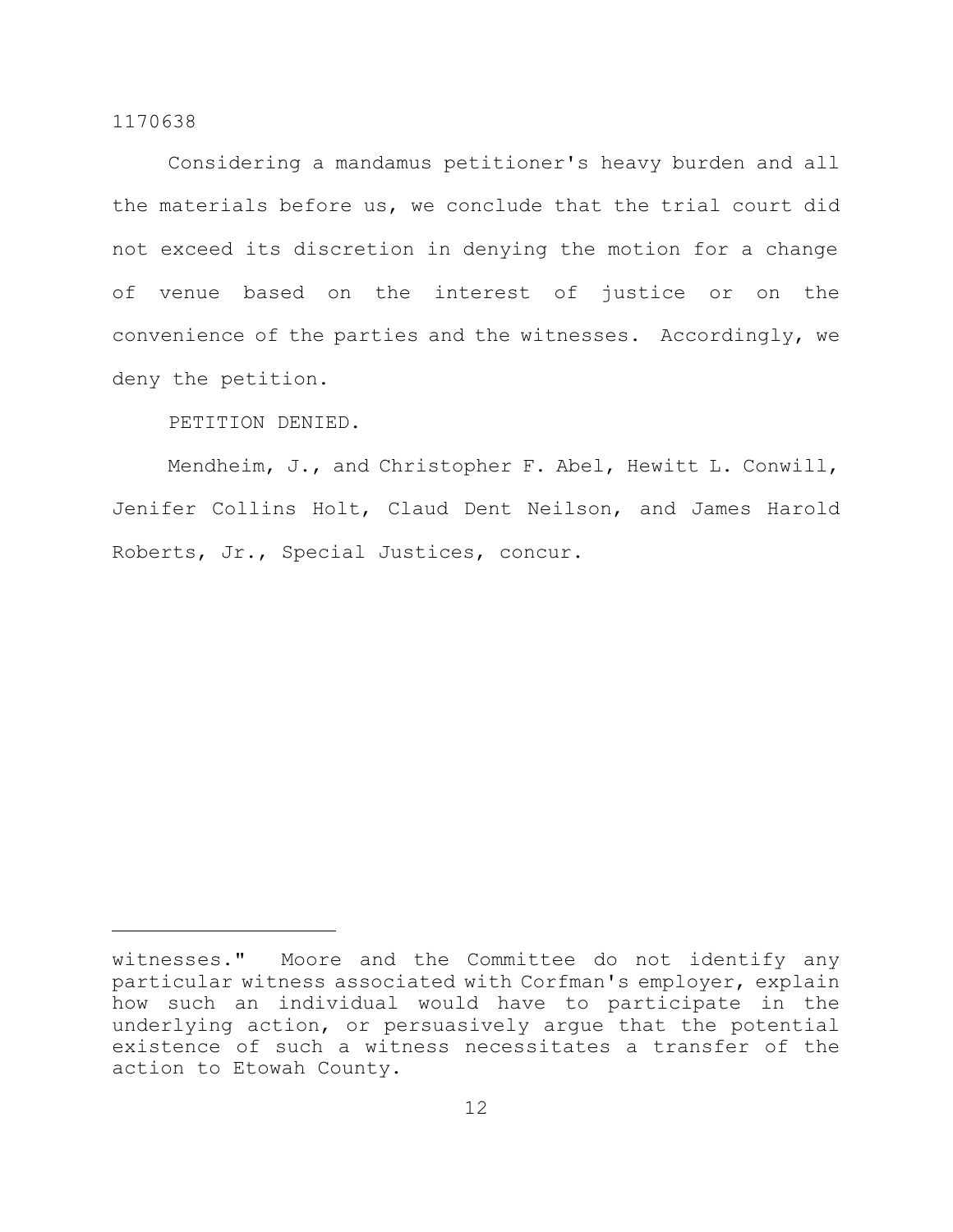Considering a mandamus petitioner's heavy burden and all the materials before us, we conclude that the trial court did not exceed its discretion in denying the motion for a change of venue based on the interest of justice or on the convenience of the parties and the witnesses. Accordingly, we deny the petition.

PETITION DENIED.

Mendheim, J., and Christopher F. Abel, Hewitt L. Conwill, Jenifer Collins Holt, Claud Dent Neilson, and James Harold Roberts, Jr., Special Justices, concur.

---

witnesses." Moore and the Committee do not identify any particular witness associated with Corfman's employer, explain how such an individual would have to participate in the underlying action, or persuasively argue that the potential existence of such a witness necessitates a transfer of the action to Etowah County.